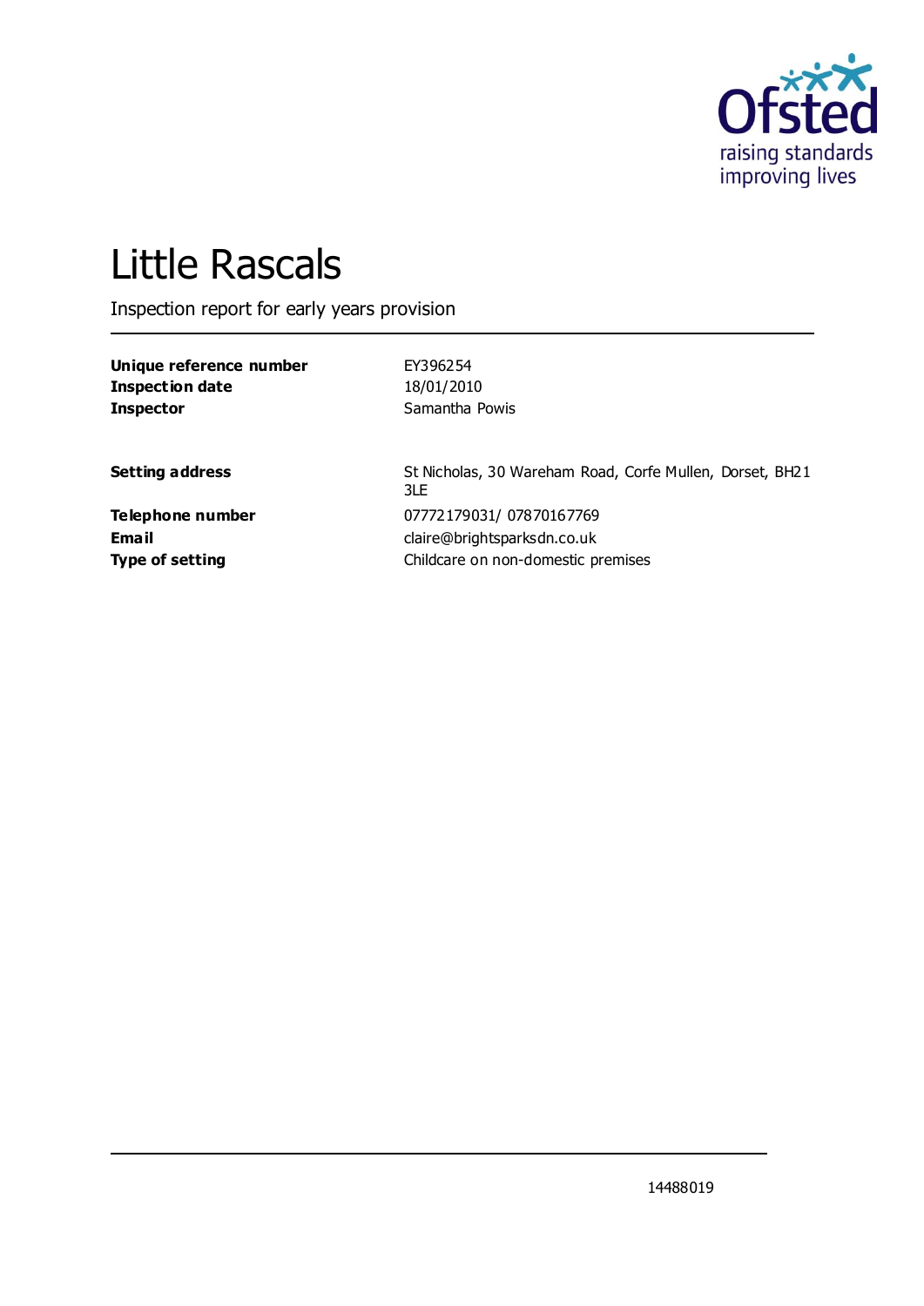Ofsted
raising standards
improving lives

# Little Rascals

Inspection report for early years provision

| | |
|---|---|
| **Unique reference number** | EY396254 |
| **Inspection date** | 18/01/2010 |
| **Inspector** | Samantha Powis |

| | |
|---|---|
| **Setting address** | St Nicholas, 30 Wareham Road, Corfe Mullen, Dorset, BH21 3LE |
| **Telephone number** | 07772179031/ 07870167769 |
| **Email** | claire@brightsparksdn.co.uk |
| **Type of setting** | Childcare on non-domestic premises |

14488019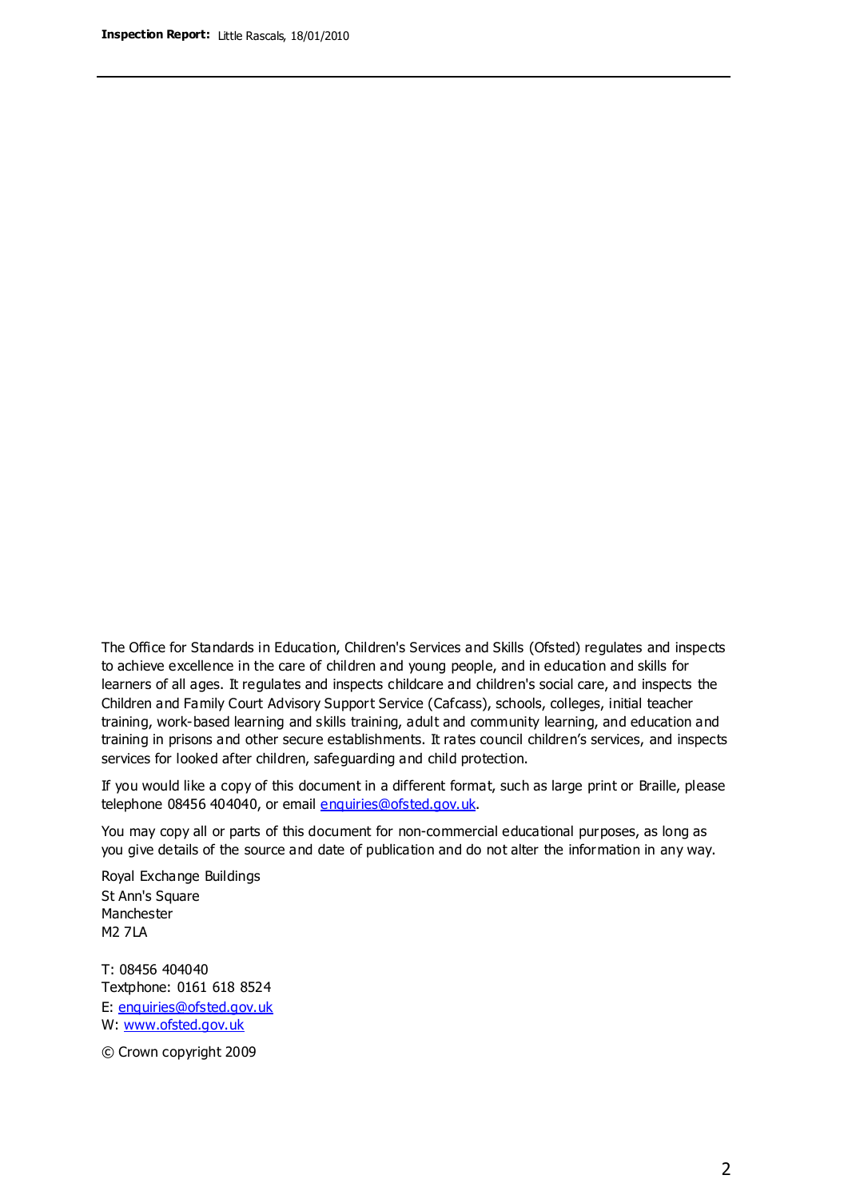The Office for Standards in Education, Children's Services and Skills (Ofsted) regulates and inspects to achieve excellence in the care of children and young people, and in education and skills for learners of all ages. It regulates and inspects childcare and children's social care, and inspects the Children and Family Court Advisory Support Service (Cafcass), schools, colleges, initial teacher training, work-based learning and skills training, adult and community learning, and education and training in prisons and other secure establishments. It rates council children's services, and inspects services for looked after children, safeguarding and child protection.

If you would like a copy of this document in a different format, such as large print or Braille, please telephone 08456 404040, or email enquiries@ofsted.gov.uk.

You may copy all or parts of this document for non-commercial educational purposes, as long as you give details of the source and date of publication and do not alter the information in any way.

Royal Exchange Buildings
St Ann's Square
Manchester
M2 7LA

T: 08456 404040
Textphone: 0161 618 8524
E: enquiries@ofsted.gov.uk
W: www.ofsted.gov.uk

© Crown copyright 2009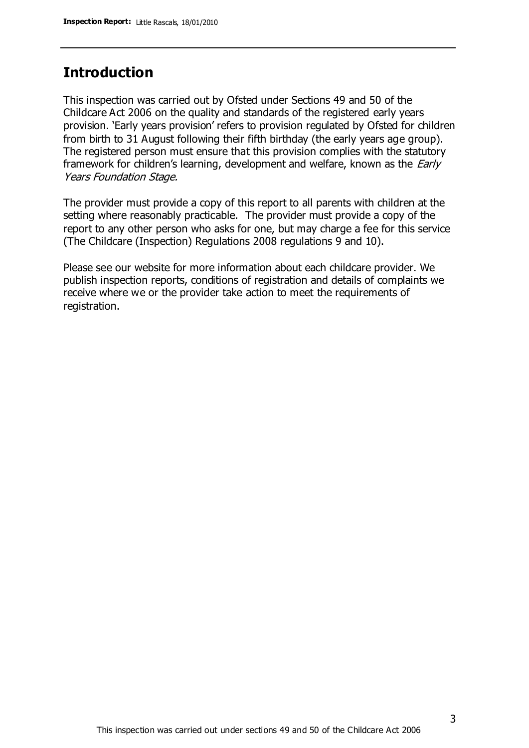## Introduction

This inspection was carried out by Ofsted under Sections 49 and 50 of the Childcare Act 2006 on the quality and standards of the registered early years provision. 'Early years provision' refers to provision regulated by Ofsted for children from birth to 31 August following their fifth birthday (the early years age group). The registered person must ensure that this provision complies with the statutory framework for children's learning, development and welfare, known as the *Early Years Foundation Stage.*

The provider must provide a copy of this report to all parents with children at the setting where reasonably practicable. The provider must provide a copy of the report to any other person who asks for one, but may charge a fee for this service (The Childcare (Inspection) Regulations 2008 regulations 9 and 10).

Please see our website for more information about each childcare provider. We publish inspection reports, conditions of registration and details of complaints we receive where we or the provider take action to meet the requirements of registration.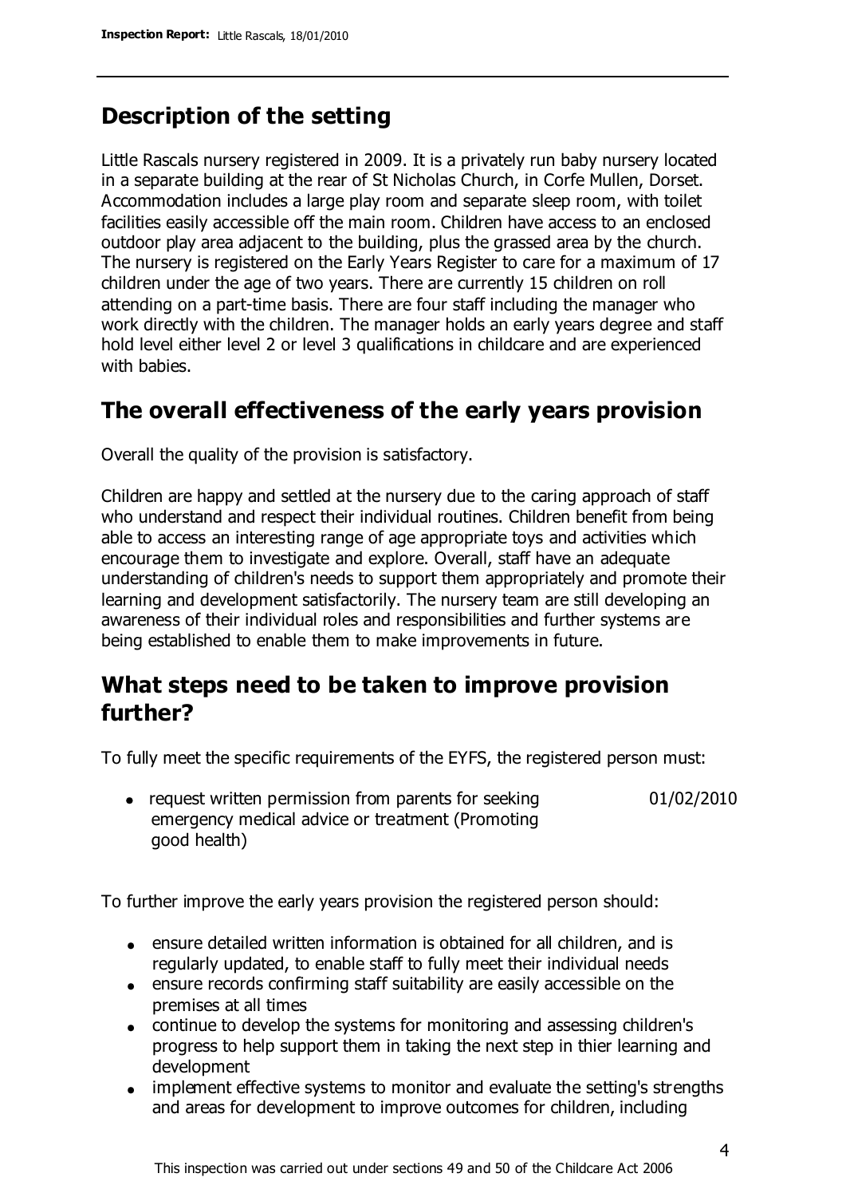## Description of the setting

Little Rascals nursery registered in 2009. It is a privately run baby nursery located in a separate building at the rear of St Nicholas Church, in Corfe Mullen, Dorset. Accommodation includes a large play room and separate sleep room, with toilet facilities easily accessible off the main room. Children have access to an enclosed outdoor play area adjacent to the building, plus the grassed area by the church. The nursery is registered on the Early Years Register to care for a maximum of 17 children under the age of two years. There are currently 15 children on roll attending on a part-time basis. There are four staff including the manager who work directly with the children. The manager holds an early years degree and staff hold level either level 2 or level 3 qualifications in childcare and are experienced with babies.

## The overall effectiveness of the early years provision

Overall the quality of the provision is satisfactory.

Children are happy and settled at the nursery due to the caring approach of staff who understand and respect their individual routines. Children benefit from being able to access an interesting range of age appropriate toys and activities which encourage them to investigate and explore. Overall, staff have an adequate understanding of children's needs to support them appropriately and promote their learning and development satisfactorily. The nursery team are still developing an awareness of their individual roles and responsibilities and further systems are being established to enable them to make improvements in future.

## What steps need to be taken to improve provision further?

To fully meet the specific requirements of the EYFS, the registered person must:

| | |
|---|---|
| • request written permission from parents for seeking emergency medical advice or treatment (Promoting good health) | 01/02/2010 |

To further improve the early years provision the registered person should:

- ensure detailed written information is obtained for all children, and is regularly updated, to enable staff to fully meet their individual needs
- ensure records confirming staff suitability are easily accessible on the premises at all times
- continue to develop the systems for monitoring and assessing children's progress to help support them in taking the next step in thier learning and development
- implement effective systems to monitor and evaluate the setting's strengths and areas for development to improve outcomes for children, including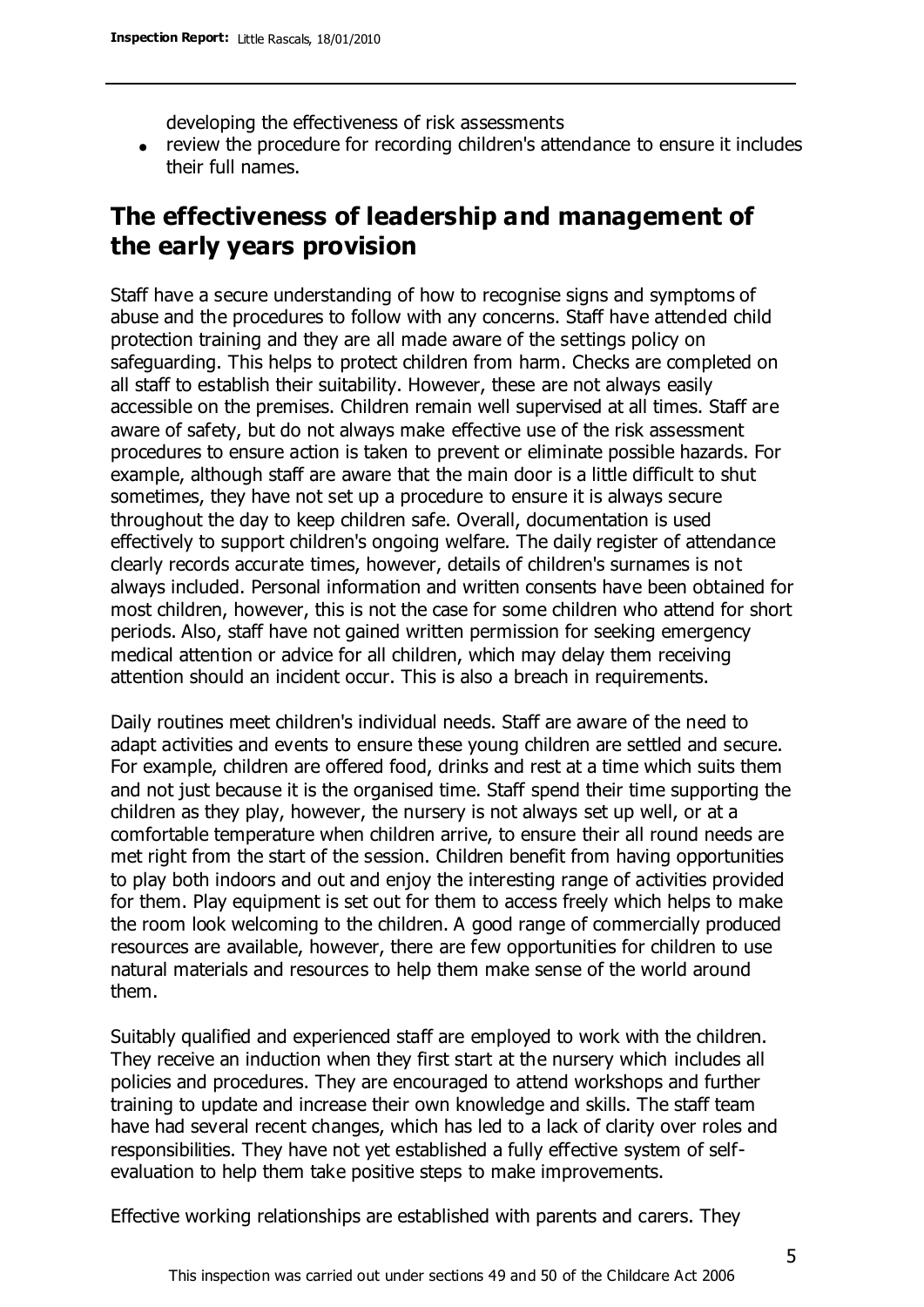developing the effectiveness of risk assessments

- review the procedure for recording children's attendance to ensure it includes their full names.

## The effectiveness of leadership and management of the early years provision

Staff have a secure understanding of how to recognise signs and symptoms of abuse and the procedures to follow with any concerns. Staff have attended child protection training and they are all made aware of the settings policy on safeguarding. This helps to protect children from harm. Checks are completed on all staff to establish their suitability. However, these are not always easily accessible on the premises. Children remain well supervised at all times. Staff are aware of safety, but do not always make effective use of the risk assessment procedures to ensure action is taken to prevent or eliminate possible hazards. For example, although staff are aware that the main door is a little difficult to shut sometimes, they have not set up a procedure to ensure it is always secure throughout the day to keep children safe. Overall, documentation is used effectively to support children's ongoing welfare. The daily register of attendance clearly records accurate times, however, details of children's surnames is not always included. Personal information and written consents have been obtained for most children, however, this is not the case for some children who attend for short periods. Also, staff have not gained written permission for seeking emergency medical attention or advice for all children, which may delay them receiving attention should an incident occur. This is also a breach in requirements.

Daily routines meet children's individual needs. Staff are aware of the need to adapt activities and events to ensure these young children are settled and secure. For example, children are offered food, drinks and rest at a time which suits them and not just because it is the organised time. Staff spend their time supporting the children as they play, however, the nursery is not always set up well, or at a comfortable temperature when children arrive, to ensure their all round needs are met right from the start of the session. Children benefit from having opportunities to play both indoors and out and enjoy the interesting range of activities provided for them. Play equipment is set out for them to access freely which helps to make the room look welcoming to the children. A good range of commercially produced resources are available, however, there are few opportunities for children to use natural materials and resources to help them make sense of the world around them.

Suitably qualified and experienced staff are employed to work with the children. They receive an induction when they first start at the nursery which includes all policies and procedures. They are encouraged to attend workshops and further training to update and increase their own knowledge and skills. The staff team have had several recent changes, which has led to a lack of clarity over roles and responsibilities. They have not yet established a fully effective system of self-evaluation to help them take positive steps to make improvements.

Effective working relationships are established with parents and carers. They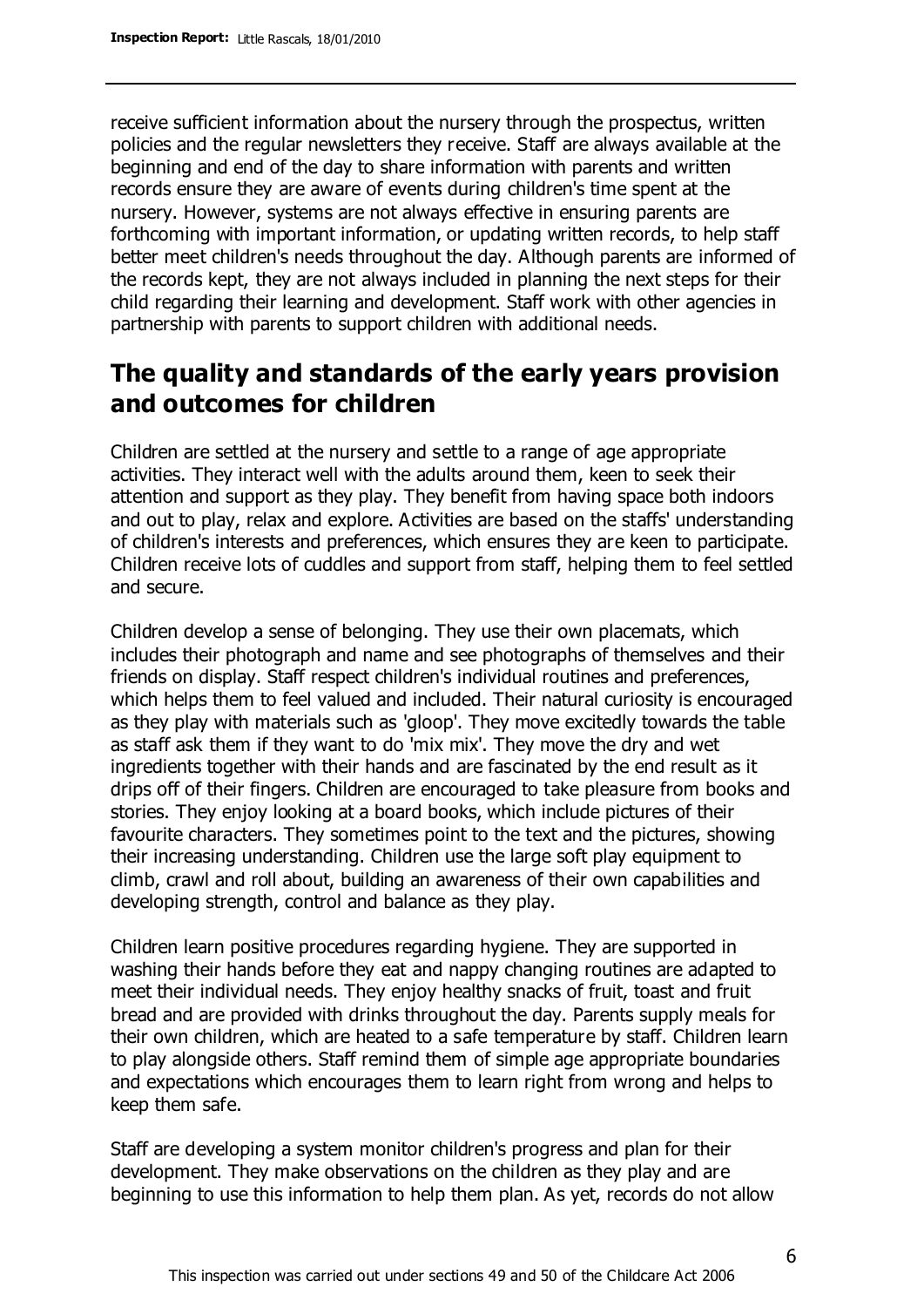receive sufficient information about the nursery through the prospectus, written policies and the regular newsletters they receive. Staff are always available at the beginning and end of the day to share information with parents and written records ensure they are aware of events during children's time spent at the nursery. However, systems are not always effective in ensuring parents are forthcoming with important information, or updating written records, to help staff better meet children's needs throughout the day. Although parents are informed of the records kept, they are not always included in planning the next steps for their child regarding their learning and development. Staff work with other agencies in partnership with parents to support children with additional needs.

## The quality and standards of the early years provision and outcomes for children

Children are settled at the nursery and settle to a range of age appropriate activities. They interact well with the adults around them, keen to seek their attention and support as they play. They benefit from having space both indoors and out to play, relax and explore. Activities are based on the staffs' understanding of children's interests and preferences, which ensures they are keen to participate. Children receive lots of cuddles and support from staff, helping them to feel settled and secure.

Children develop a sense of belonging. They use their own placemats, which includes their photograph and name and see photographs of themselves and their friends on display. Staff respect children's individual routines and preferences, which helps them to feel valued and included. Their natural curiosity is encouraged as they play with materials such as 'gloop'. They move excitedly towards the table as staff ask them if they want to do 'mix mix'. They move the dry and wet ingredients together with their hands and are fascinated by the end result as it drips off of their fingers. Children are encouraged to take pleasure from books and stories. They enjoy looking at a board books, which include pictures of their favourite characters. They sometimes point to the text and the pictures, showing their increasing understanding. Children use the large soft play equipment to climb, crawl and roll about, building an awareness of their own capabilities and developing strength, control and balance as they play.

Children learn positive procedures regarding hygiene. They are supported in washing their hands before they eat and nappy changing routines are adapted to meet their individual needs. They enjoy healthy snacks of fruit, toast and fruit bread and are provided with drinks throughout the day. Parents supply meals for their own children, which are heated to a safe temperature by staff. Children learn to play alongside others. Staff remind them of simple age appropriate boundaries and expectations which encourages them to learn right from wrong and helps to keep them safe.

Staff are developing a system monitor children's progress and plan for their development. They make observations on the children as they play and are beginning to use this information to help them plan. As yet, records do not allow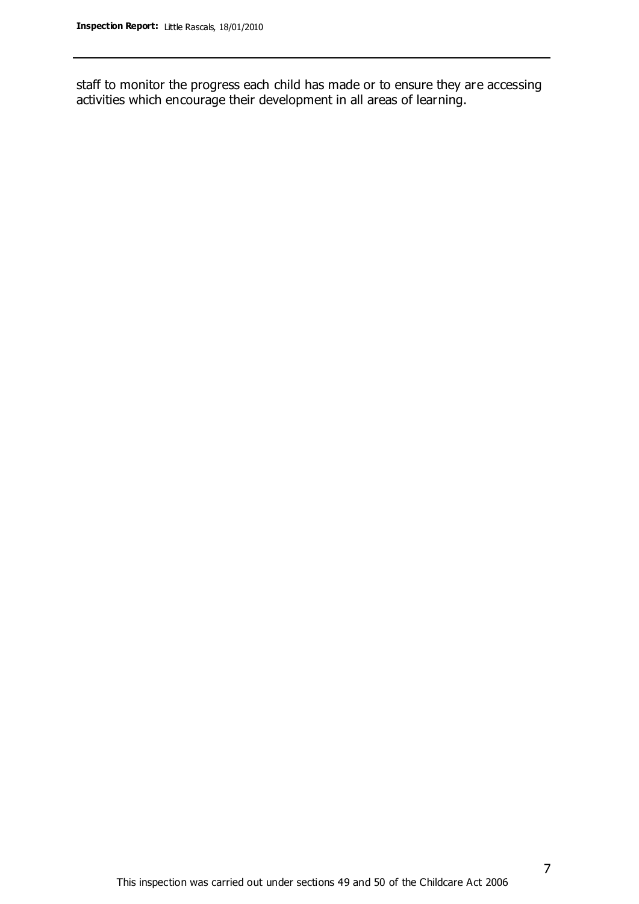staff to monitor the progress each child has made or to ensure they are accessing activities which encourage their development in all areas of learning.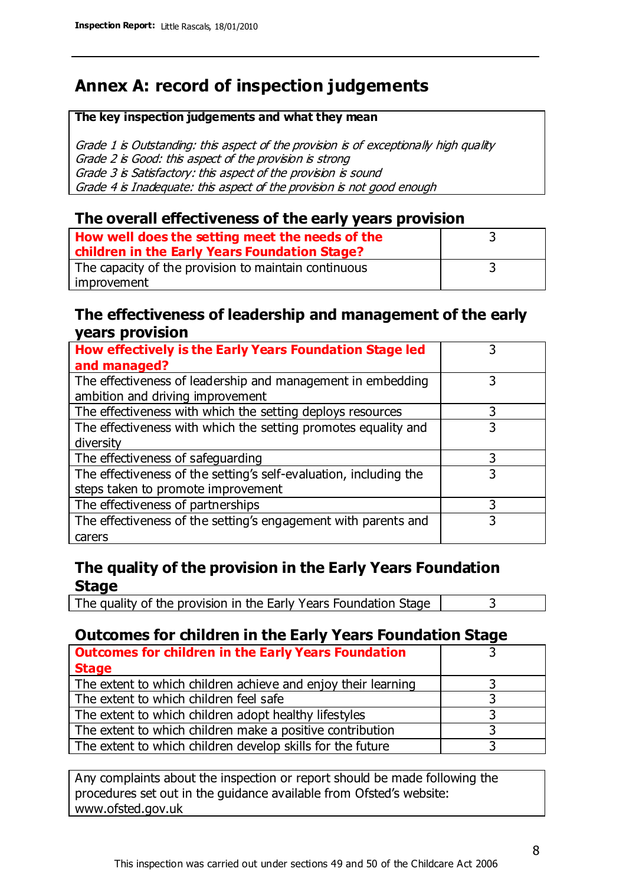## Annex A: record of inspection judgements

| |
|---|
| **The key inspection judgements and what they mean** |
| *Grade 1 is Outstanding: this aspect of the provision is of exceptionally high quality* <br> *Grade 2 is Good: this aspect of the provision is strong* <br> *Grade 3 is Satisfactory: this aspect of the provision is sound* <br> *Grade 4 is Inadequate: this aspect of the provision is not good enough* |

### The overall effectiveness of the early years provision

| | |
|---|---|
| **How well does the setting meet the needs of the children in the Early Years Foundation Stage?** | 3 |
| The capacity of the provision to maintain continuous improvement | 3 |

### The effectiveness of leadership and management of the early years provision

| | |
|---|---|
| **How effectively is the Early Years Foundation Stage led and managed?** | 3 |
| The effectiveness of leadership and management in embedding ambition and driving improvement | 3 |
| The effectiveness with which the setting deploys resources | 3 |
| The effectiveness with which the setting promotes equality and diversity | 3 |
| The effectiveness of safeguarding | 3 |
| The effectiveness of the setting's self-evaluation, including the steps taken to promote improvement | 3 |
| The effectiveness of partnerships | 3 |
| The effectiveness of the setting's engagement with parents and carers | 3 |

### The quality of the provision in the Early Years Foundation Stage

| | |
|---|---|
| The quality of the provision in the Early Years Foundation Stage | 3 |

### Outcomes for children in the Early Years Foundation Stage

| | |
|---|---|
| **Outcomes for children in the Early Years Foundation Stage** | 3 |
| The extent to which children achieve and enjoy their learning | 3 |
| The extent to which children feel safe | 3 |
| The extent to which children adopt healthy lifestyles | 3 |
| The extent to which children make a positive contribution | 3 |
| The extent to which children develop skills for the future | 3 |

Any complaints about the inspection or report should be made following the procedures set out in the guidance available from Ofsted's website: www.ofsted.gov.uk

This inspection was carried out under sections 49 and 50 of the Childcare Act 2006